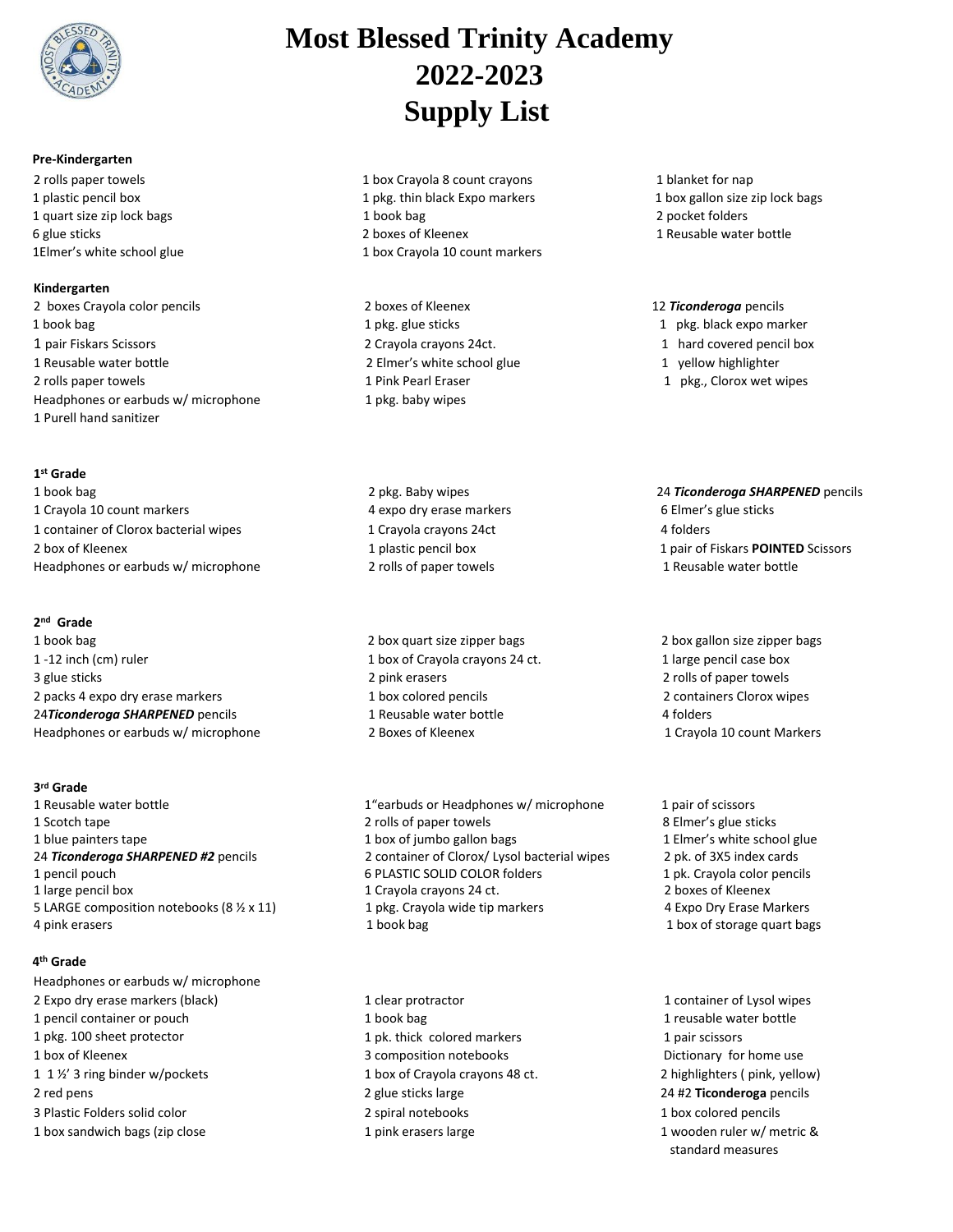# Most Blessed Trinity Academy
# 2022-2023
# Supply List

**Pre-Kindergarten**

- 2 rolls paper towels
- 1 plastic pencil box
- 1 quart size zip lock bags
- 6 glue sticks
- 1Elmer's white school glue
- 1 box Crayola 8 count crayons
- 1 pkg. thin black Expo markers
- 1 book bag
- 2 boxes of Kleenex
- 1 box Crayola 10 count markers
- 1 blanket for nap
- 1 box gallon size zip lock bags
- 2 pocket folders
- 1 Reusable water bottle

**Kindergarten**

- 2 boxes Crayola color pencils
- 1 book bag
- 1 pair Fiskars Scissors
- 1 Reusable water bottle
- 2 rolls paper towels
- Headphones or earbuds w/ microphone
- 1 Purell hand sanitizer
- 2 boxes of Kleenex
- 1 pkg. glue sticks
- 2 Crayola crayons 24ct.
- 2 Elmer's white school glue
- 1 Pink Pearl Eraser
- 1 pkg. baby wipes
- 12 ***Ticonderoga*** pencils
- 1 pkg. black expo marker
- 1 hard covered pencil box
- 1 yellow highlighter
- 1 pkg., Clorox wet wipes

**1st Grade**

- 1 book bag
- 1 Crayola 10 count markers
- 1 container of Clorox bacterial wipes
- 2 box of Kleenex
- Headphones or earbuds w/ microphone
- 2 pkg. Baby wipes
- 4 expo dry erase markers
- 1 Crayola crayons 24ct
- 1 plastic pencil box
- 2 rolls of paper towels
- 24 ***Ticonderoga SHARPENED*** pencils
- 6 Elmer's glue sticks
- 4 folders
- 1 pair of Fiskars **POINTED** Scissors
- 1 Reusable water bottle

**2nd Grade**

- 1 book bag
- 1 -12 inch (cm) ruler
- 3 glue sticks
- 2 packs 4 expo dry erase markers
- 24***Ticonderoga SHARPENED*** pencils
- Headphones or earbuds w/ microphone
- 2 box quart size zipper bags
- 1 box of Crayola crayons 24 ct.
- 2 pink erasers
- 1 box colored pencils
- 1 Reusable water bottle
- 2 Boxes of Kleenex
- 2 box gallon size zipper bags
- 1 large pencil case box
- 2 rolls of paper towels
- 2 containers Clorox wipes
- 4 folders
- 1 Crayola 10 count Markers

**3rd Grade**

- 1 Reusable water bottle
- 1 Scotch tape
- 1 blue painters tape
- 24 ***Ticonderoga SHARPENED #2*** pencils
- 1 pencil pouch
- 1 large pencil box
- 5 LARGE composition notebooks (8 ½ x 11)
- 4 pink erasers
- 1"earbuds or Headphones w/ microphone
- 2 rolls of paper towels
- 1 box of jumbo gallon bags
- 2 container of Clorox/ Lysol bacterial wipes
- 6 PLASTIC SOLID COLOR folders
- 1 Crayola crayons 24 ct.
- 1 pkg. Crayola wide tip markers
- 1 book bag
- 1 pair of scissors
- 8 Elmer's glue sticks
- 1 Elmer's white school glue
- 2 pk. of 3X5 index cards
- 1 pk. Crayola color pencils
- 2 boxes of Kleenex
- 4 Expo Dry Erase Markers
- 1 box of storage quart bags

**4th Grade**

- Headphones or earbuds w/ microphone
- 2 Expo dry erase markers (black)
- 1 pencil container or pouch
- 1 pkg. 100 sheet protector
- 1 box of Kleenex
- 1 1 ½' 3 ring binder w/pockets
- 2 red pens
- 3 Plastic Folders solid color
- 1 box sandwich bags (zip close
- 1 clear protractor
- 1 book bag
- 1 pk. thick colored markers
- 3 composition notebooks
- 1 box of Crayola crayons 48 ct.
- 2 glue sticks large
- 2 spiral notebooks
- 1 pink erasers large
- 1 container of Lysol wipes
- 1 reusable water bottle
- 1 pair scissors
- Dictionary for home use
- 2 highlighters ( pink, yellow)
- 24 #2 **Ticonderoga** pencils
- 1 box colored pencils
- 1 wooden ruler w/ metric & standard measures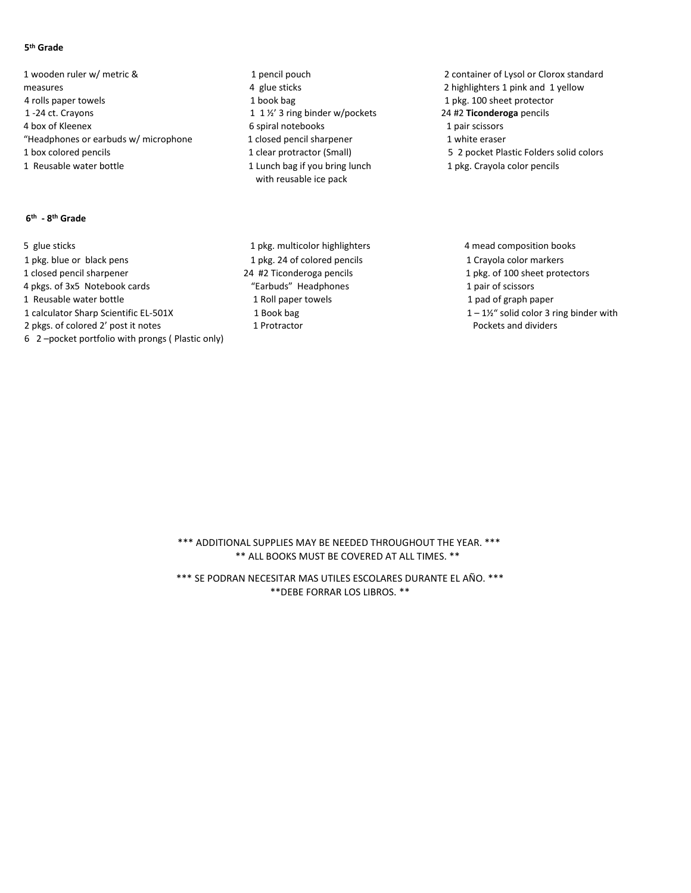**5th Grade**

1 wooden ruler w/ metric & measures
4 rolls paper towels
1 -24 ct. Crayons
4 box of Kleenex
"Headphones or earbuds w/ microphone
1 box colored pencils
1 Reusable water bottle

1 pencil pouch
4 glue sticks
1 book bag
1 1 ½' 3 ring binder w/pockets
6 spiral notebooks
1 closed pencil sharpener
1 clear protractor (Small)
1 Lunch bag if you bring lunch with reusable ice pack

2 container of Lysol or Clorox standard
2 highlighters 1 pink and 1 yellow
1 pkg. 100 sheet protector
24 #2 **Ticonderoga** pencils
1 pair scissors
1 white eraser
5 2 pocket Plastic Folders solid colors
1 pkg. Crayola color pencils

**6th - 8th Grade**

5 glue sticks
1 pkg. blue or black pens
1 closed pencil sharpener
4 pkgs. of 3x5 Notebook cards
1 Reusable water bottle
1 calculator Sharp Scientific EL-501X
2 pkgs. of colored 2' post it notes
6 2 –pocket portfolio with prongs ( Plastic only)

1 pkg. multicolor highlighters
1 pkg. 24 of colored pencils
24 #2 Ticonderoga pencils
"Earbuds" Headphones
1 Roll paper towels
1 Book bag
1 Protractor

4 mead composition books
1 Crayola color markers
1 pkg. of 100 sheet protectors
1 pair of scissors
1 pad of graph paper
1 – 1½" solid color 3 ring binder with Pockets and dividers

\*\*\* ADDITIONAL SUPPLIES MAY BE NEEDED THROUGHOUT THE YEAR. \*\*\*
\*\* ALL BOOKS MUST BE COVERED AT ALL TIMES. \*\*

\*\*\* SE PODRAN NECESITAR MAS UTILES ESCOLARES DURANTE EL AÑO. \*\*\*
\*\*DEBE FORRAR LOS LIBROS. \*\*